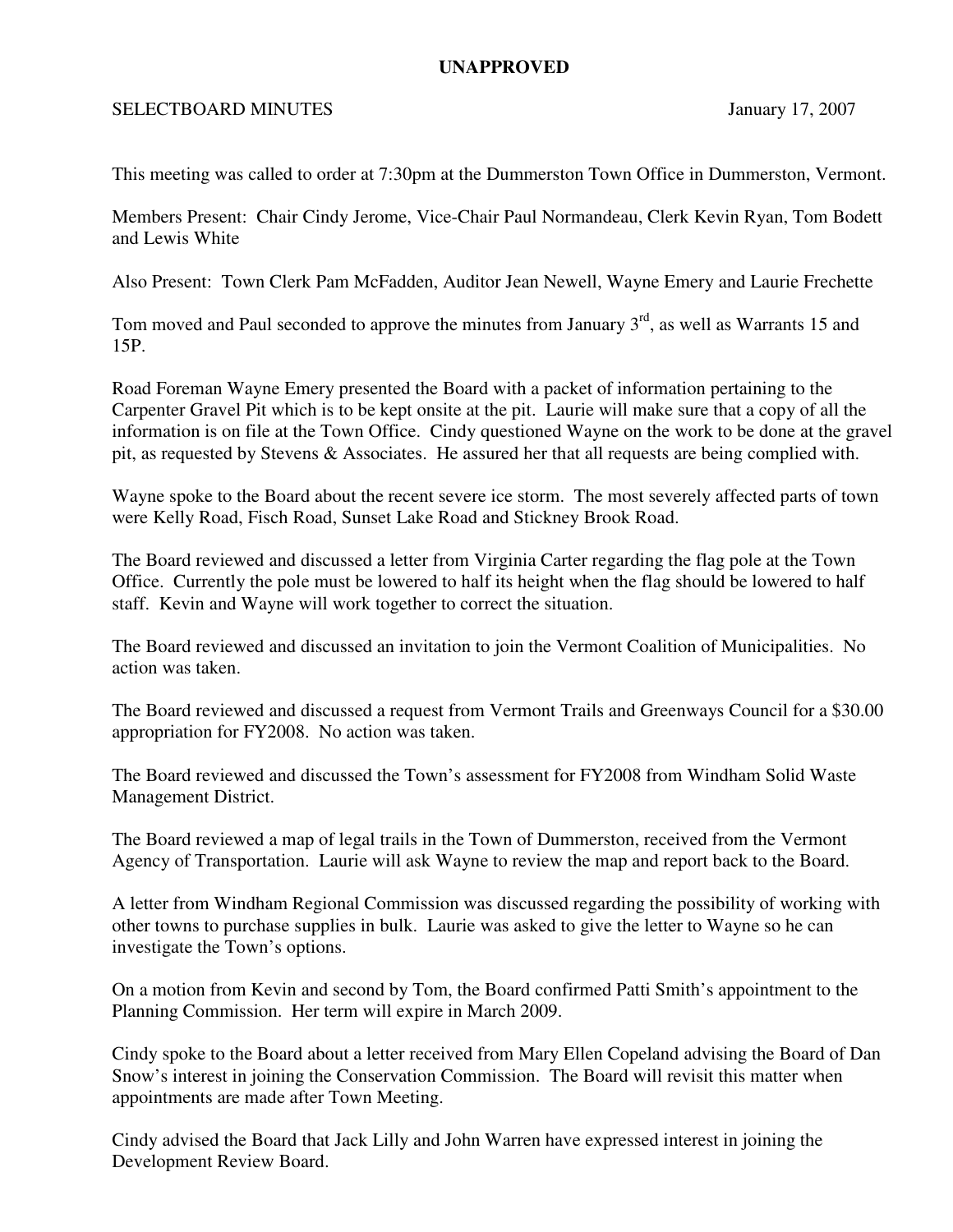**UNAPPROVED**

SELECTBOARD MINUTES January 17, 2007

This meeting was called to order at 7:30pm at the Dummerston Town Office in Dummerston, Vermont.

Members Present: Chair Cindy Jerome, Vice-Chair Paul Normandeau, Clerk Kevin Ryan, Tom Bodett and Lewis White

Also Present: Town Clerk Pam McFadden, Auditor Jean Newell, Wayne Emery and Laurie Frechette

Tom moved and Paul seconded to approve the minutes from January 3rd, as well as Warrants 15 and 15P.

Road Foreman Wayne Emery presented the Board with a packet of information pertaining to the Carpenter Gravel Pit which is to be kept onsite at the pit. Laurie will make sure that a copy of all the information is on file at the Town Office. Cindy questioned Wayne on the work to be done at the gravel pit, as requested by Stevens & Associates. He assured her that all requests are being complied with.

Wayne spoke to the Board about the recent severe ice storm. The most severely affected parts of town were Kelly Road, Fisch Road, Sunset Lake Road and Stickney Brook Road.

The Board reviewed and discussed a letter from Virginia Carter regarding the flag pole at the Town Office. Currently the pole must be lowered to half its height when the flag should be lowered to half staff. Kevin and Wayne will work together to correct the situation.

The Board reviewed and discussed an invitation to join the Vermont Coalition of Municipalities. No action was taken.

The Board reviewed and discussed a request from Vermont Trails and Greenways Council for a $30.00 appropriation for FY2008. No action was taken.

The Board reviewed and discussed the Town's assessment for FY2008 from Windham Solid Waste Management District.

The Board reviewed a map of legal trails in the Town of Dummerston, received from the Vermont Agency of Transportation. Laurie will ask Wayne to review the map and report back to the Board.

A letter from Windham Regional Commission was discussed regarding the possibility of working with other towns to purchase supplies in bulk. Laurie was asked to give the letter to Wayne so he can investigate the Town's options.

On a motion from Kevin and second by Tom, the Board confirmed Patti Smith's appointment to the Planning Commission. Her term will expire in March 2009.

Cindy spoke to the Board about a letter received from Mary Ellen Copeland advising the Board of Dan Snow's interest in joining the Conservation Commission. The Board will revisit this matter when appointments are made after Town Meeting.

Cindy advised the Board that Jack Lilly and John Warren have expressed interest in joining the Development Review Board.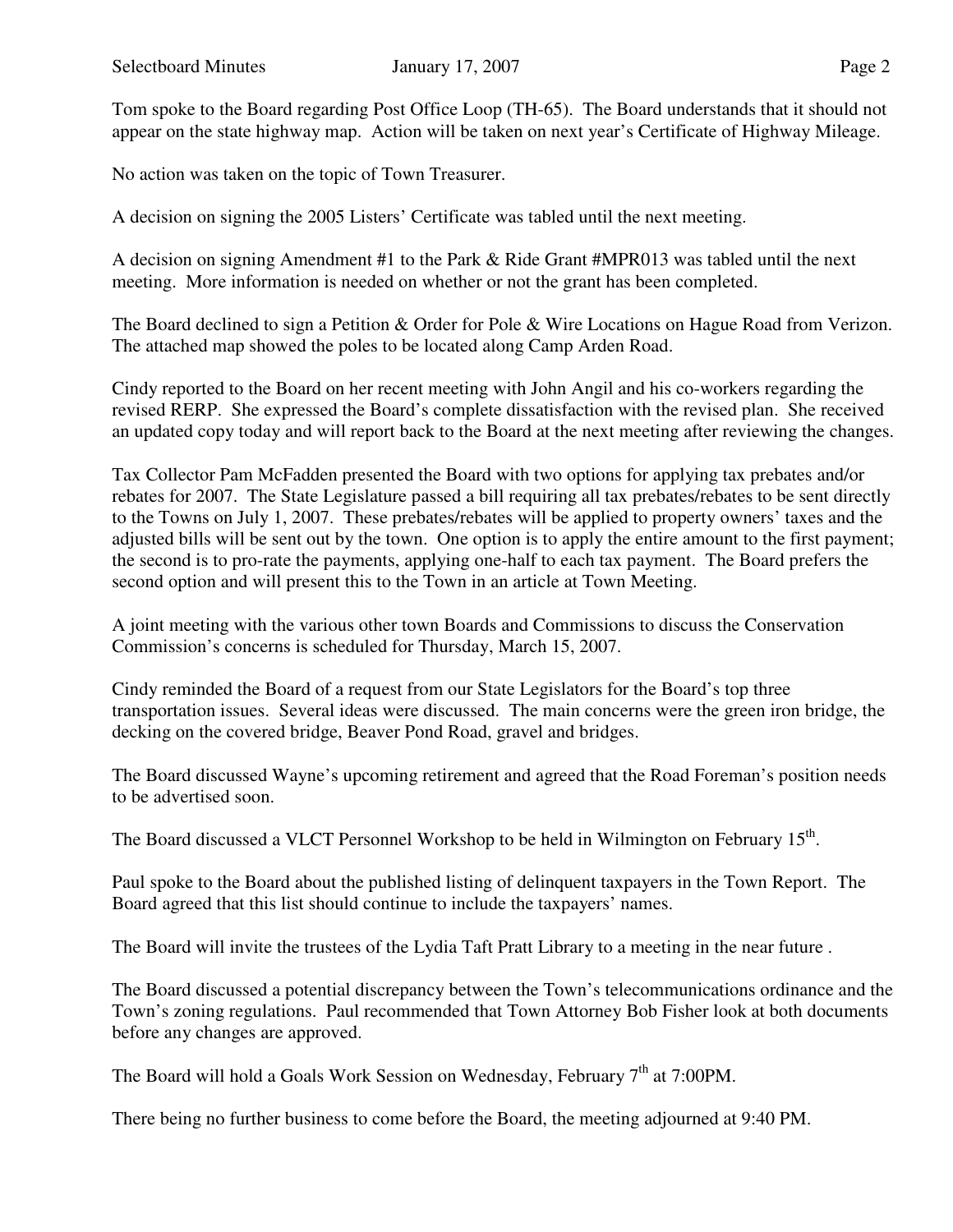Tom spoke to the Board regarding Post Office Loop (TH-65). The Board understands that it should not appear on the state highway map. Action will be taken on next year's Certificate of Highway Mileage.

No action was taken on the topic of Town Treasurer.

A decision on signing the 2005 Listers' Certificate was tabled until the next meeting.

A decision on signing Amendment #1 to the Park & Ride Grant #MPR013 was tabled until the next meeting. More information is needed on whether or not the grant has been completed.

The Board declined to sign a Petition & Order for Pole & Wire Locations on Hague Road from Verizon. The attached map showed the poles to be located along Camp Arden Road.

Cindy reported to the Board on her recent meeting with John Angil and his co-workers regarding the revised RERP. She expressed the Board's complete dissatisfaction with the revised plan. She received an updated copy today and will report back to the Board at the next meeting after reviewing the changes.

Tax Collector Pam McFadden presented the Board with two options for applying tax prebates and/or rebates for 2007. The State Legislature passed a bill requiring all tax prebates/rebates to be sent directly to the Towns on July 1, 2007. These prebates/rebates will be applied to property owners' taxes and the adjusted bills will be sent out by the town. One option is to apply the entire amount to the first payment; the second is to pro-rate the payments, applying one-half to each tax payment. The Board prefers the second option and will present this to the Town in an article at Town Meeting.

A joint meeting with the various other town Boards and Commissions to discuss the Conservation Commission's concerns is scheduled for Thursday, March 15, 2007.

Cindy reminded the Board of a request from our State Legislators for the Board's top three transportation issues. Several ideas were discussed. The main concerns were the green iron bridge, the decking on the covered bridge, Beaver Pond Road, gravel and bridges.

The Board discussed Wayne's upcoming retirement and agreed that the Road Foreman's position needs to be advertised soon.

The Board discussed a VLCT Personnel Workshop to be held in Wilmington on February 15th.

Paul spoke to the Board about the published listing of delinquent taxpayers in the Town Report. The Board agreed that this list should continue to include the taxpayers' names.

The Board will invite the trustees of the Lydia Taft Pratt Library to a meeting in the near future .

The Board discussed a potential discrepancy between the Town's telecommunications ordinance and the Town's zoning regulations. Paul recommended that Town Attorney Bob Fisher look at both documents before any changes are approved.

The Board will hold a Goals Work Session on Wednesday, February 7th at 7:00PM.

There being no further business to come before the Board, the meeting adjourned at 9:40 PM.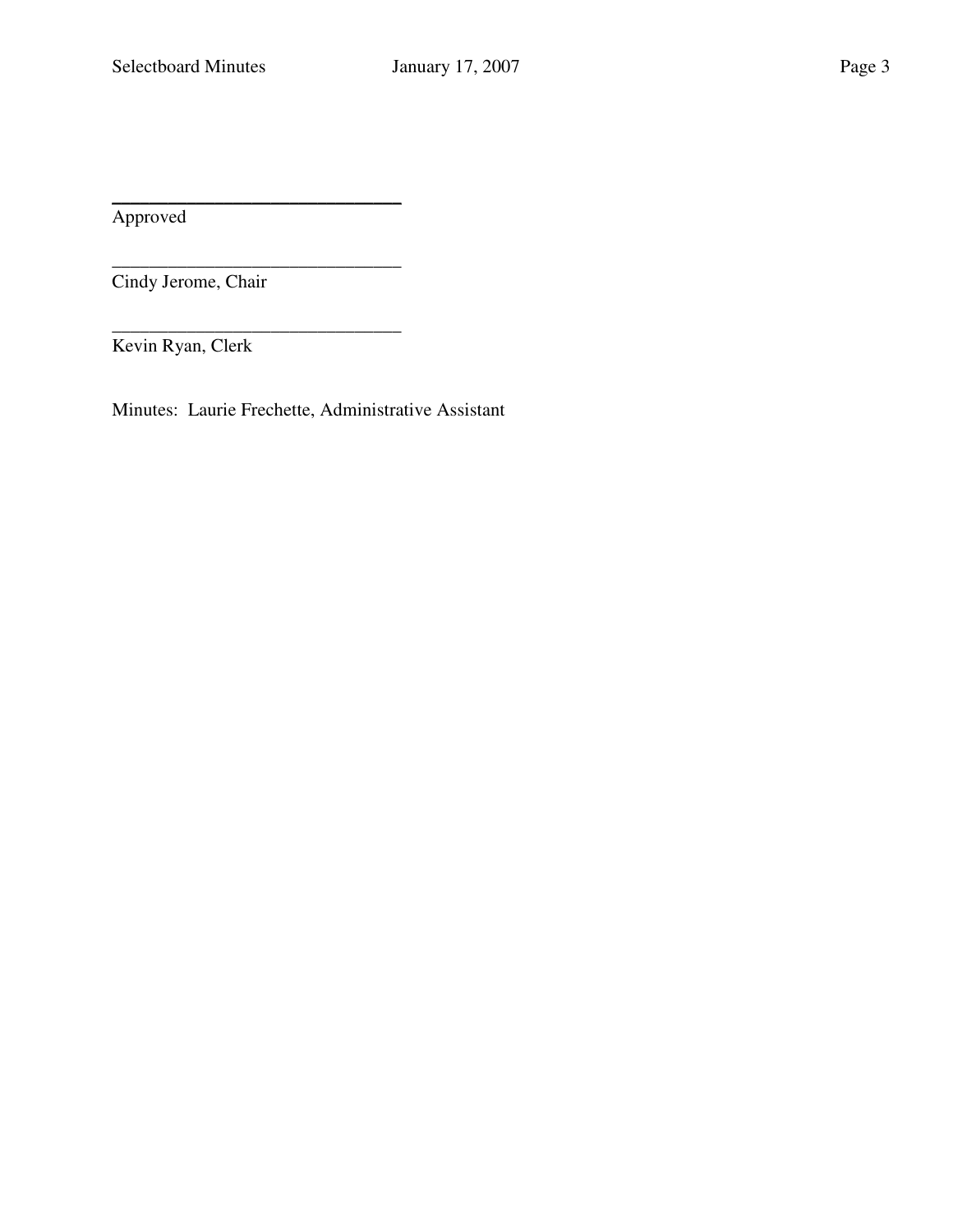\_\_\_\_\_\_\_\_\_\_\_\_\_\_\_\_\_\_\_\_\_\_\_\_\_\_\_\_\_\_\_

Approved

\_\_\_\_\_\_\_\_\_\_\_\_\_\_\_\_\_\_\_\_\_\_\_\_\_\_\_\_\_\_\_

Cindy Jerome, Chair

\_\_\_\_\_\_\_\_\_\_\_\_\_\_\_\_\_\_\_\_\_\_\_\_\_\_\_\_\_\_\_

Kevin Ryan, Clerk

Minutes: Laurie Frechette, Administrative Assistant